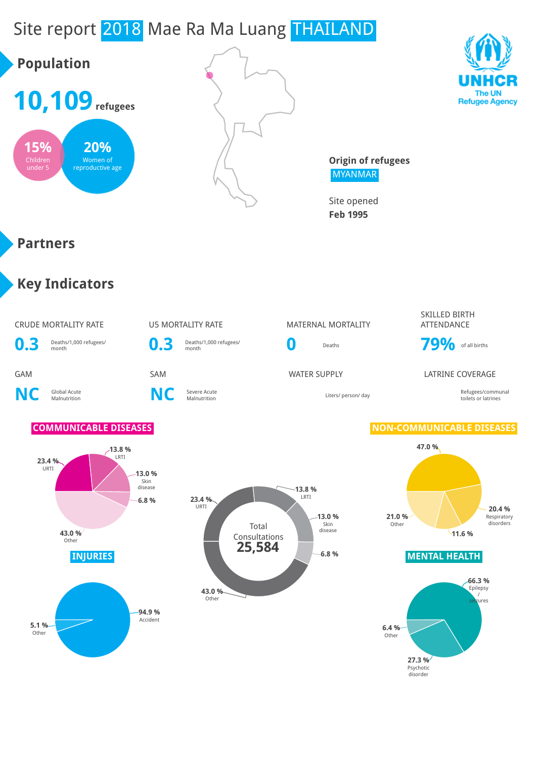# Site report 2018 Mae Ra Ma Luang THAILAND

UNHCR
The UN Refugee Agency

## Population

**10,109** refugees

**15%** Children under 5

**20%** Women of reproductive age

**Origin of refugees**
MYANMAR

Site opened
**Feb 1995**

## Partners

## Key Indicators

| CRUDE MORTALITY RATE | U5 MORTALITY RATE | MATERNAL MORTALITY | SKILLED BIRTH ATTENDANCE |
|---|---|---|---|
| **0.3** Deaths/1,000 refugees/ month | **0.3** Deaths/1,000 refugees/ month | **0** Deaths | **79%** of all births |

| GAM | SAM | WATER SUPPLY | LATRINE COVERAGE |
|---|---|---|---|
| **NC** Global Acute Malnutrition | **NC** Severe Acute Malnutrition | Liters/ person/ day | Refugees/communal toilets or latrines |

### COMMUNICABLE DISEASES

- 23.4 % URTI
- 13.8 % LRTI
- 13.0 % Skin disease
- 6.8 %
- 43.0 % Other

Total Consultations **25,584**

### NON-COMMUNICABLE DISEASES

- 47.0 %
- 20.4 % Respiratory disorders
- 11.6 %
- 21.0 % Other

### INJURIES

- 94.9 % Accident
- 5.1 % Other

### MENTAL HEALTH

- 66.3 % Epilepsy / seizures
- 27.3 % Psychotic disorder
- 6.4 % Other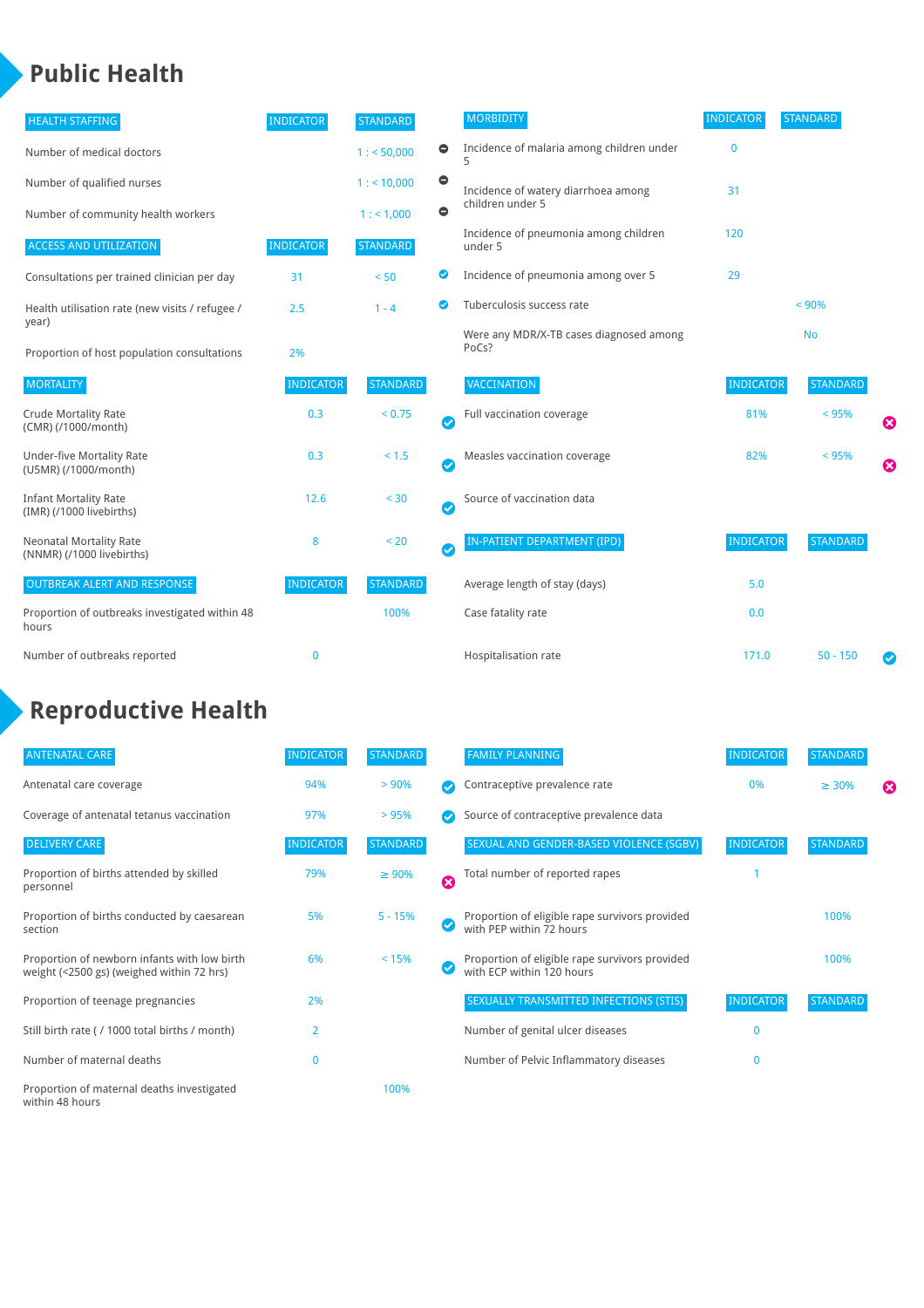# Public Health

| HEALTH STAFFING | INDICATOR | STANDARD | |
|---|---|---|---|
| Number of medical doctors | | 1 : < 50,000 | ⊖ |
| Number of qualified nurses | | 1 : < 10,000 | ⊖ |
| Number of community health workers | | 1 : < 1,000 | ⊖ |

| ACCESS AND UTILIZATION | INDICATOR | STANDARD | |
|---|---|---|---|
| Consultations per trained clinician per day | 31 | < 50 | ✔ |
| Health utilisation rate (new visits / refugee / year) | 2.5 | 1 - 4 | ✔ |
| Proportion of host population consultations | 2% | | |

| MORTALITY | INDICATOR | STANDARD | |
|---|---|---|---|
| Crude Mortality Rate (CMR) (/1000/month) | 0.3 | < 0.75 | ✔ |
| Under-five Mortality Rate (U5MR) (/1000/month) | 0.3 | < 1.5 | ✔ |
| Infant Mortality Rate (IMR) (/1000 livebirths) | 12.6 | < 30 | ✔ |
| Neonatal Mortality Rate (NNMR) (/1000 livebirths) | 8 | < 20 | ✔ |

| OUTBREAK ALERT AND RESPONSE | INDICATOR | STANDARD |
|---|---|---|
| Proportion of outbreaks investigated within 48 hours | | 100% |
| Number of outbreaks reported | 0 | |

| MORBIDITY | INDICATOR | STANDARD |
|---|---|---|
| Incidence of malaria among children under 5 | 0 | |
| Incidence of watery diarrhoea among children under 5 | 31 | |
| Incidence of pneumonia among children under 5 | 120 | |
| Incidence of pneumonia among over 5 | 29 | |
| Tuberculosis success rate | | < 90% |
| Were any MDR/X-TB cases diagnosed among PoCs? | | No |

| VACCINATION | INDICATOR | STANDARD | |
|---|---|---|---|
| Full vaccination coverage | 81% | < 95% | ✖ |
| Measles vaccination coverage | 82% | < 95% | ✖ |
| Source of vaccination data | | | |

| IN-PATIENT DEPARTMENT (IPD) | INDICATOR | STANDARD | |
|---|---|---|---|
| Average length of stay (days) | 5.0 | | |
| Case fatality rate | 0.0 | | |
| Hospitalisation rate | 171.0 | 50 - 150 | ✔ |

# Reproductive Health

| ANTENATAL CARE | INDICATOR | STANDARD | |
|---|---|---|---|
| Antenatal care coverage | 94% | > 90% | ✔ |
| Coverage of antenatal tetanus vaccination | 97% | > 95% | ✔ |

| DELIVERY CARE | INDICATOR | STANDARD | |
|---|---|---|---|
| Proportion of births attended by skilled personnel | 79% | ≥ 90% | ✖ |
| Proportion of births conducted by caesarean section | 5% | 5 - 15% | ✔ |
| Proportion of newborn infants with low birth weight (<2500 gs) (weighed within 72 hrs) | 6% | < 15% | ✔ |
| Proportion of teenage pregnancies | 2% | | |
| Still birth rate ( / 1000 total births / month) | 2 | | |
| Number of maternal deaths | 0 | | |
| Proportion of maternal deaths investigated within 48 hours | | 100% | |

| FAMILY PLANNING | INDICATOR | STANDARD | |
|---|---|---|---|
| Contraceptive prevalence rate | 0% | ≥ 30% | ✖ |
| Source of contraceptive prevalence data | | | |

| SEXUAL AND GENDER-BASED VIOLENCE (SGBV) | INDICATOR | STANDARD |
|---|---|---|
| Total number of reported rapes | 1 | |
| Proportion of eligible rape survivors provided with PEP within 72 hours | | 100% |
| Proportion of eligible rape survivors provided with ECP within 120 hours | | 100% |

| SEXUALLY TRANSMITTED INFECTIONS (STIS) | INDICATOR | STANDARD |
|---|---|---|
| Number of genital ulcer diseases | 0 | |
| Number of Pelvic Inflammatory diseases | 0 | |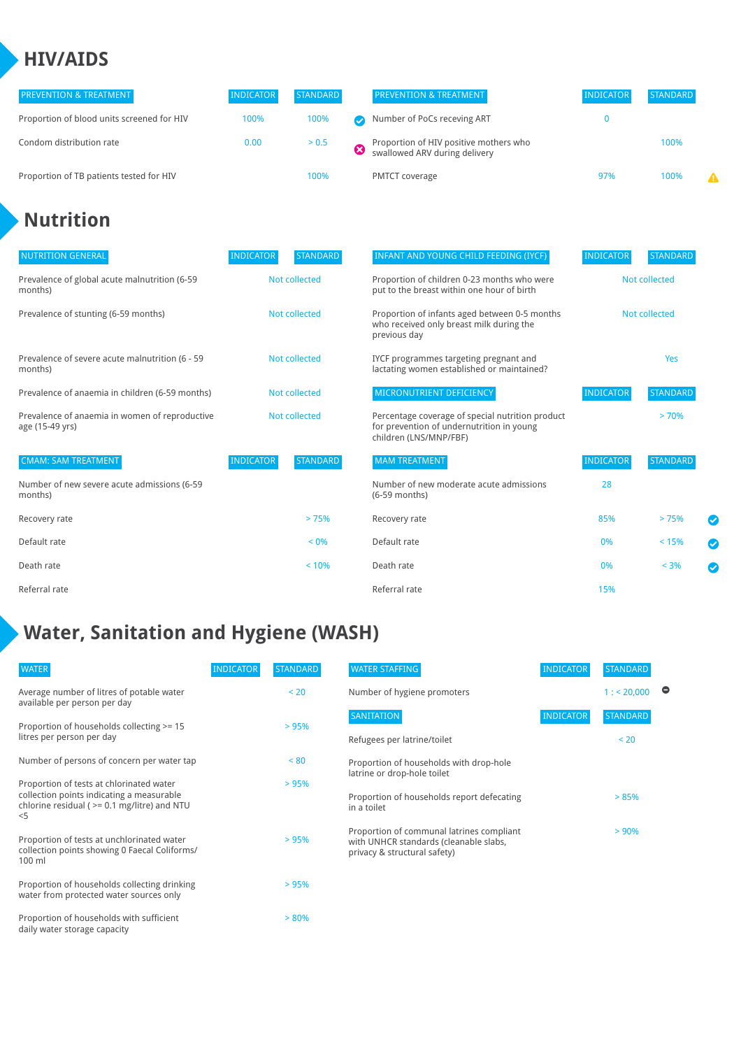# HIV/AIDS

| PREVENTION & TREATMENT | INDICATOR | STANDARD |
|---|---|---|
| Proportion of blood units screened for HIV | 100% | 100% |
| Condom distribution rate | 0.00 | > 0.5 |
| Proportion of TB patients tested for HIV | | 100% |

| PREVENTION & TREATMENT | INDICATOR | STANDARD |
|---|---|---|
| Number of PoCs receving ART | 0 | |
| Proportion of HIV positive mothers who swallowed ARV during delivery | | 100% |
| PMTCT coverage | 97% | 100% |

# Nutrition

| NUTRITION GENERAL | INDICATOR | STANDARD |
|---|---|---|
| Prevalence of global acute malnutrition (6-59 months) | Not collected | |
| Prevalence of stunting (6-59 months) | Not collected | |
| Prevalence of severe acute malnutrition (6 - 59 months) | Not collected | |
| Prevalence of anaemia in children (6-59 months) | Not collected | |
| Prevalence of anaemia in women of reproductive age (15-49 yrs) | Not collected | |

| INFANT AND YOUNG CHILD FEEDING (IYCF) | INDICATOR | STANDARD |
|---|---|---|
| Proportion of children 0-23 months who were put to the breast within one hour of birth | Not collected | |
| Proportion of infants aged between 0-5 months who received only breast milk during the previous day | Not collected | |
| IYCF programmes targeting pregnant and lactating women established or maintained? | | Yes |

| MICRONUTRIENT DEFICIENCY | INDICATOR | STANDARD |
|---|---|---|
| Percentage coverage of special nutrition product for prevention of undernutrition in young children (LNS/MNP/FBF) | | > 70% |

| CMAM: SAM TREATMENT | INDICATOR | STANDARD |
|---|---|---|
| Number of new severe acute admissions (6-59 months) | | |
| Recovery rate | | > 75% |
| Default rate | | < 0% |
| Death rate | | < 10% |
| Referral rate | | |

| MAM TREATMENT | INDICATOR | STANDARD |
|---|---|---|
| Number of new moderate acute admissions (6-59 months) | 28 | |
| Recovery rate | 85% | > 75% |
| Default rate | 0% | < 15% |
| Death rate | 0% | < 3% |
| Referral rate | 15% | |

# Water, Sanitation and Hygiene (WASH)

| WATER | INDICATOR | STANDARD |
|---|---|---|
| Average number of litres of potable water available per person per day | | < 20 |
| Proportion of households collecting >= 15 litres per person per day | | > 95% |
| Number of persons of concern per water tap | | < 80 |
| Proportion of tests at chlorinated water collection points indicating a measurable chlorine residual ( >= 0.1 mg/litre) and NTU <5 | | > 95% |
| Proportion of tests at unchlorinated water collection points showing 0 Faecal Coliforms/ 100 ml | | > 95% |
| Proportion of households collecting drinking water from protected water sources only | | > 95% |
| Proportion of households with sufficient daily water storage capacity | | > 80% |

| WATER STAFFING | INDICATOR | STANDARD |
|---|---|---|
| Number of hygiene promoters | | 1 : < 20,000 |

| SANITATION | INDICATOR | STANDARD |
|---|---|---|
| Refugees per latrine/toilet | | < 20 |
| Proportion of households with drop-hole latrine or drop-hole toilet | | |
| Proportion of households report defecating in a toilet | | > 85% |
| Proportion of communal latrines compliant with UNHCR standards (cleanable slabs, privacy & structural safety) | | > 90% |